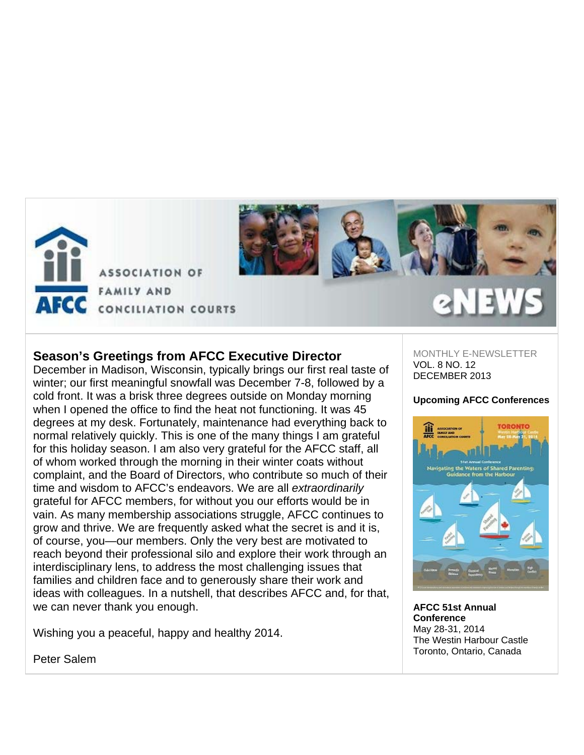ASSOCIATION OF FAMILY AND CONCILIATION COURTS

eNEWS

## Season's Greetings from AFCC Executive Director

December in Madison, Wisconsin, typically brings our first real taste of winter; our first meaningful snowfall was December 7-8, followed by a cold front. It was a brisk three degrees outside on Monday morning when I opened the office to find the heat not functioning. It was 45 degrees at my desk. Fortunately, maintenance had everything back to normal relatively quickly. This is one of the many things I am grateful for this holiday season. I am also very grateful for the AFCC staff, all of whom worked through the morning in their winter coats without complaint, and the Board of Directors, who contribute so much of their time and wisdom to AFCC's endeavors. We are all *extraordinarily* grateful for AFCC members, for without you our efforts would be in vain. As many membership associations struggle, AFCC continues to grow and thrive. We are frequently asked what the secret is and it is, of course, you—our members. Only the very best are motivated to reach beyond their professional silo and explore their work through an interdisciplinary lens, to address the most challenging issues that families and children face and to generously share their work and ideas with colleagues. In a nutshell, that describes AFCC and, for that, we can never thank you enough.

Wishing you a peaceful, happy and healthy 2014.

Peter Salem

MONTHLY E-NEWSLETTER
VOL. 8 NO. 12
DECEMBER 2013

**Upcoming AFCC Conferences**

**AFCC 51st Annual Conference**
May 28-31, 2014
The Westin Harbour Castle
Toronto, Ontario, Canada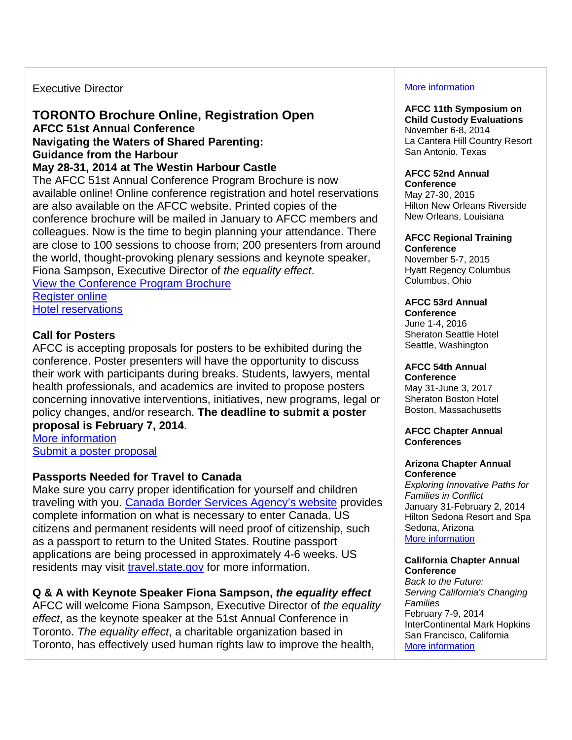Executive Director

## TORONTO Brochure Online, Registration Open

**AFCC 51st Annual Conference**
**Navigating the Waters of Shared Parenting:**
**Guidance from the Harbour**
**May 28-31, 2014 at The Westin Harbour Castle**

The AFCC 51st Annual Conference Program Brochure is now available online! Online conference registration and hotel reservations are also available on the AFCC website. Printed copies of the conference brochure will be mailed in January to AFCC members and colleagues. Now is the time to begin planning your attendance. There are close to 100 sessions to choose from; 200 presenters from around the world, thought-provoking plenary sessions and keynote speaker, Fiona Sampson, Executive Director of *the equality effect*.

[View the Conference Program Brochure]
[Register online]
[Hotel reservations]

### Call for Posters

AFCC is accepting proposals for posters to be exhibited during the conference. Poster presenters will have the opportunity to discuss their work with participants during breaks. Students, lawyers, mental health professionals, and academics are invited to propose posters concerning innovative interventions, initiatives, new programs, legal or policy changes, and/or research. **The deadline to submit a poster proposal is February 7, 2014**.

[More information]
[Submit a poster proposal]

### Passports Needed for Travel to Canada

Make sure you carry proper identification for yourself and children traveling with you. [Canada Border Services Agency's website] provides complete information on what is necessary to enter Canada. US citizens and permanent residents will need proof of citizenship, such as a passport to return to the United States. Routine passport applications are being processed in approximately 4-6 weeks. US residents may visit [travel.state.gov] for more information.

### Q & A with Keynote Speaker Fiona Sampson, *the equality effect*

AFCC will welcome Fiona Sampson, Executive Director of *the equality effect*, as the keynote speaker at the 51st Annual Conference in Toronto. *The equality effect*, a charitable organization based in Toronto, has effectively used human rights law to improve the health,

[More information]

**AFCC 11th Symposium on Child Custody Evaluations**
November 6-8, 2014
La Cantera Hill Country Resort
San Antonio, Texas

**AFCC 52nd Annual Conference**
May 27-30, 2015
Hilton New Orleans Riverside
New Orleans, Louisiana

**AFCC Regional Training Conference**
November 5-7, 2015
Hyatt Regency Columbus
Columbus, Ohio

**AFCC 53rd Annual Conference**
June 1-4, 2016
Sheraton Seattle Hotel
Seattle, Washington

**AFCC 54th Annual Conference**
May 31-June 3, 2017
Sheraton Boston Hotel
Boston, Massachusetts

**AFCC Chapter Annual Conferences**

**Arizona Chapter Annual Conference**
*Exploring Innovative Paths for Families in Conflict*
January 31-February 2, 2014
Hilton Sedona Resort and Spa
Sedona, Arizona
[More information]

**California Chapter Annual Conference**
*Back to the Future: Serving California's Changing Families*
February 7-9, 2014
InterContinental Mark Hopkins
San Francisco, California
[More information]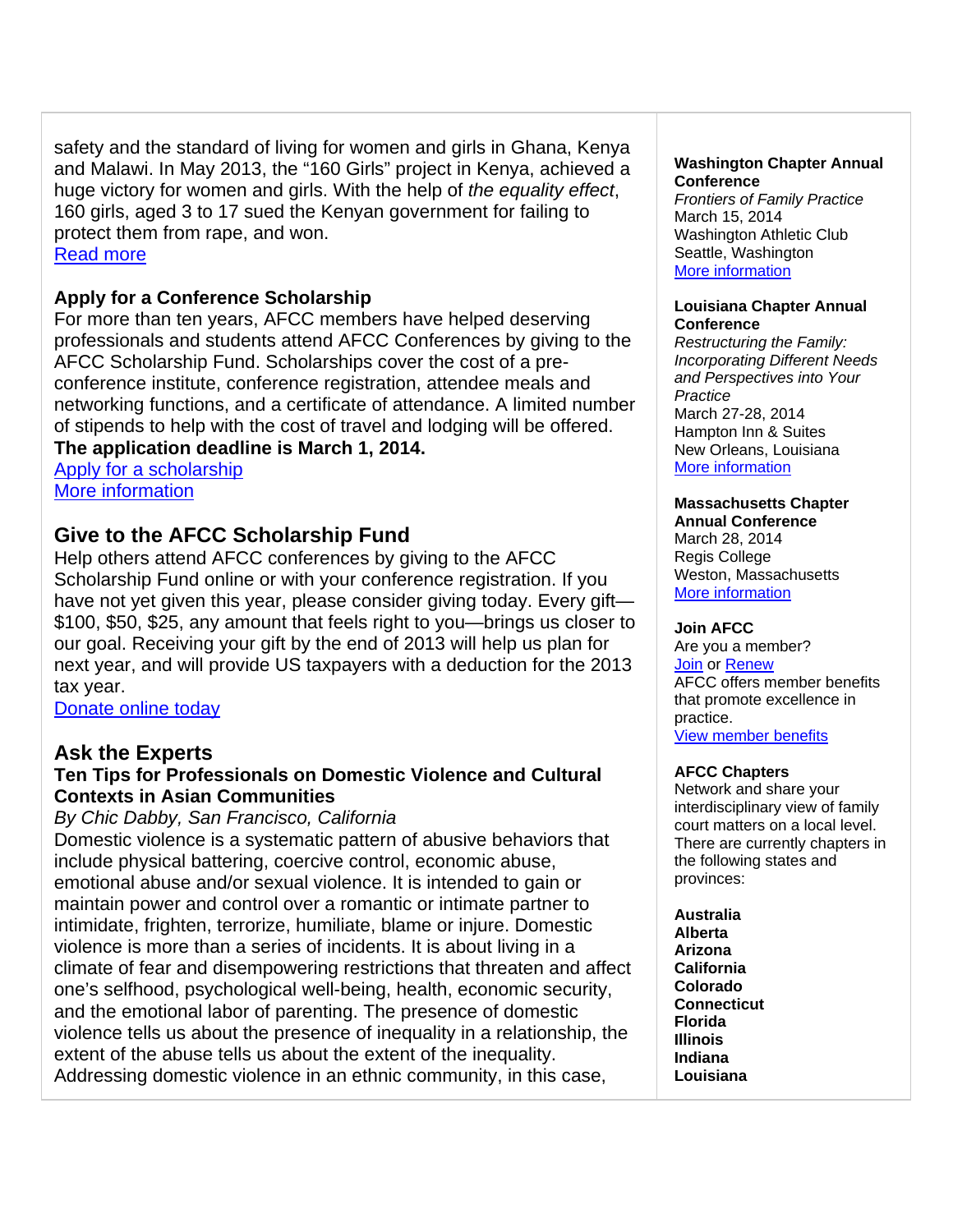safety and the standard of living for women and girls in Ghana, Kenya and Malawi. In May 2013, the “160 Girls” project in Kenya, achieved a huge victory for women and girls. With the help of *the equality effect*, 160 girls, aged 3 to 17 sued the Kenyan government for failing to protect them from rape, and won.
Read more

### Apply for a Conference Scholarship

For more than ten years, AFCC members have helped deserving professionals and students attend AFCC Conferences by giving to the AFCC Scholarship Fund. Scholarships cover the cost of a pre-conference institute, conference registration, attendee meals and networking functions, and a certificate of attendance. A limited number of stipends to help with the cost of travel and lodging will be offered. **The application deadline is March 1, 2014.**
Apply for a scholarship
More information

## Give to the AFCC Scholarship Fund

Help others attend AFCC conferences by giving to the AFCC Scholarship Fund online or with your conference registration. If you have not yet given this year, please consider giving today. Every gift—$100, $50, $25, any amount that feels right to you—brings us closer to our goal. Receiving your gift by the end of 2013 will help us plan for next year, and will provide US taxpayers with a deduction for the 2013 tax year.
Donate online today

## Ask the Experts

### Ten Tips for Professionals on Domestic Violence and Cultural Contexts in Asian Communities

*By Chic Dabby, San Francisco, California*

Domestic violence is a systematic pattern of abusive behaviors that include physical battering, coercive control, economic abuse, emotional abuse and/or sexual violence. It is intended to gain or maintain power and control over a romantic or intimate partner to intimidate, frighten, terrorize, humiliate, blame or injure. Domestic violence is more than a series of incidents. It is about living in a climate of fear and disempowering restrictions that threaten and affect one’s selfhood, psychological well-being, health, economic security, and the emotional labor of parenting. The presence of domestic violence tells us about the presence of inequality in a relationship, the extent of the abuse tells us about the extent of the inequality. Addressing domestic violence in an ethnic community, in this case,

**Washington Chapter Annual Conference**
*Frontiers of Family Practice*
March 15, 2014
Washington Athletic Club
Seattle, Washington
More information

**Louisiana Chapter Annual Conference**
*Restructuring the Family: Incorporating Different Needs and Perspectives into Your Practice*
March 27-28, 2014
Hampton Inn & Suites
New Orleans, Louisiana
More information

**Massachusetts Chapter Annual Conference**
March 28, 2014
Regis College
Weston, Massachusetts
More information

**Join AFCC**
Are you a member?
Join or Renew
AFCC offers member benefits that promote excellence in practice.
View member benefits

**AFCC Chapters**
Network and share your interdisciplinary view of family court matters on a local level. There are currently chapters in the following states and provinces:

**Australia**
**Alberta**
**Arizona**
**California**
**Colorado**
**Connecticut**
**Florida**
**Illinois**
**Indiana**
**Louisiana**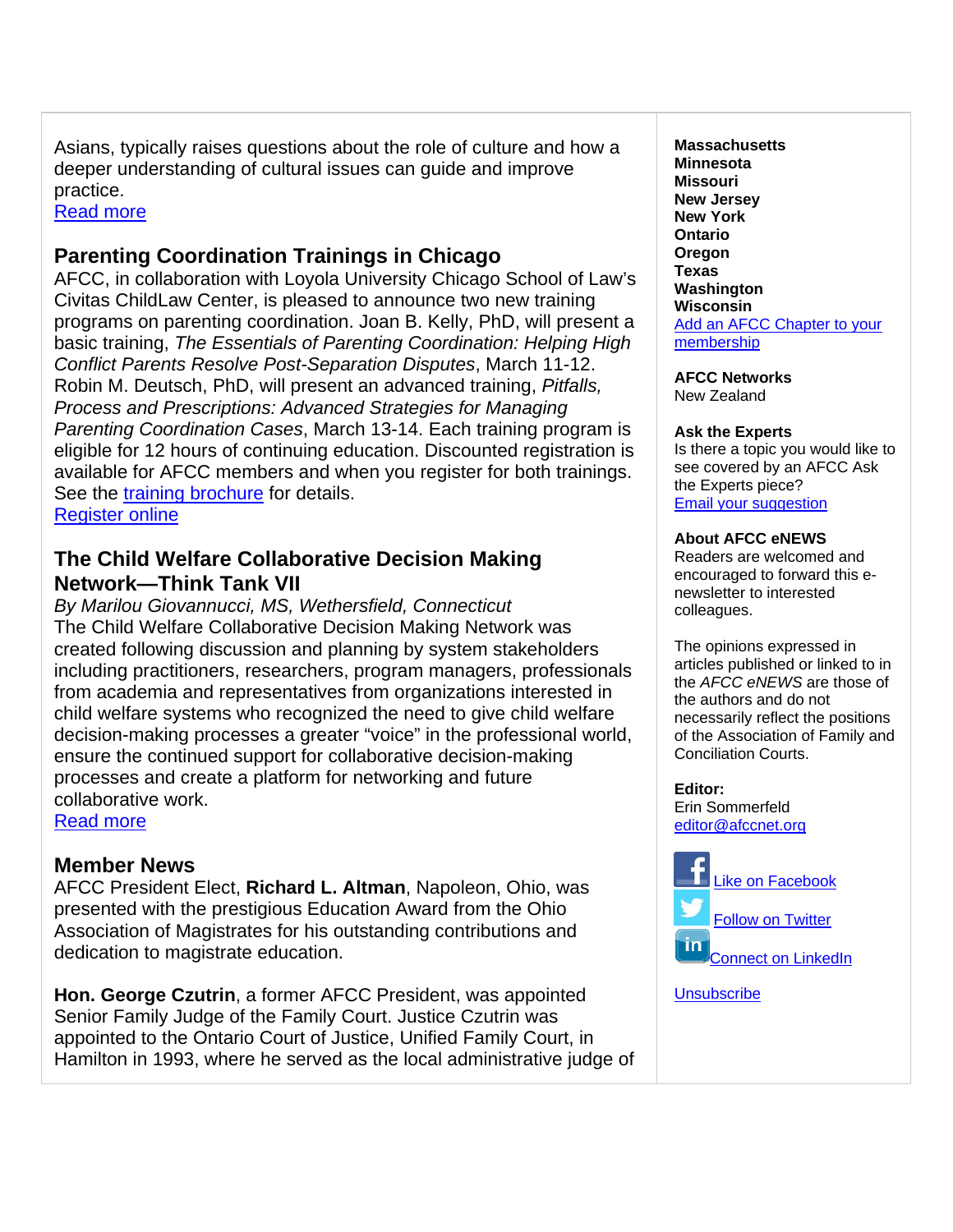Asians, typically raises questions about the role of culture and how a deeper understanding of cultural issues can guide and improve practice.
Read more

## Parenting Coordination Trainings in Chicago

AFCC, in collaboration with Loyola University Chicago School of Law's Civitas ChildLaw Center, is pleased to announce two new training programs on parenting coordination. Joan B. Kelly, PhD, will present a basic training, *The Essentials of Parenting Coordination: Helping High Conflict Parents Resolve Post-Separation Disputes*, March 11-12. Robin M. Deutsch, PhD, will present an advanced training, *Pitfalls, Process and Prescriptions: Advanced Strategies for Managing Parenting Coordination Cases*, March 13-14. Each training program is eligible for 12 hours of continuing education. Discounted registration is available for AFCC members and when you register for both trainings. See the training brochure for details.
Register online

## The Child Welfare Collaborative Decision Making Network—Think Tank VII

*By Marilou Giovannucci, MS, Wethersfield, Connecticut*
The Child Welfare Collaborative Decision Making Network was created following discussion and planning by system stakeholders including practitioners, researchers, program managers, professionals from academia and representatives from organizations interested in child welfare systems who recognized the need to give child welfare decision-making processes a greater "voice" in the professional world, ensure the continued support for collaborative decision-making processes and create a platform for networking and future collaborative work.
Read more

## Member News

AFCC President Elect, **Richard L. Altman**, Napoleon, Ohio, was presented with the prestigious Education Award from the Ohio Association of Magistrates for his outstanding contributions and dedication to magistrate education.

**Hon. George Czutrin**, a former AFCC President, was appointed Senior Family Judge of the Family Court. Justice Czutrin was appointed to the Ontario Court of Justice, Unified Family Court, in Hamilton in 1993, where he served as the local administrative judge of

**Massachusetts**
**Minnesota**
**Missouri**
**New Jersey**
**New York**
**Ontario**
**Oregon**
**Texas**
**Washington**
**Wisconsin**
Add an AFCC Chapter to your membership

**AFCC Networks**
New Zealand

**Ask the Experts**
Is there a topic you would like to see covered by an AFCC Ask the Experts piece?
Email your suggestion

**About AFCC eNEWS**
Readers are welcomed and encouraged to forward this e-newsletter to interested colleagues.

The opinions expressed in articles published or linked to in the *AFCC eNEWS* are those of the authors and do not necessarily reflect the positions of the Association of Family and Conciliation Courts.

**Editor:**
Erin Sommerfeld
editor@afccnet.org

Like on Facebook

Follow on Twitter

Connect on LinkedIn

Unsubscribe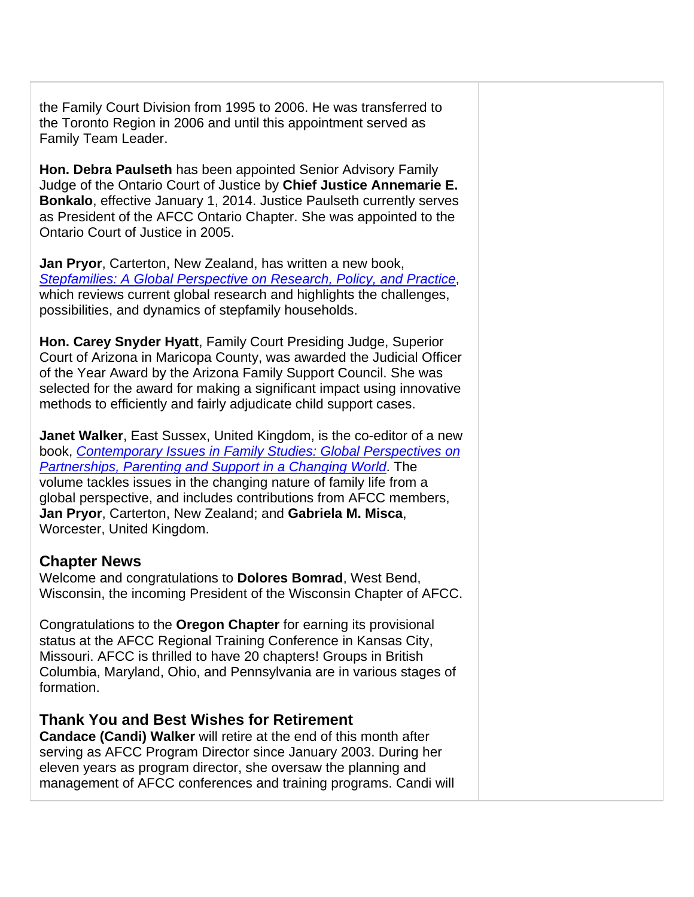the Family Court Division from 1995 to 2006. He was transferred to the Toronto Region in 2006 and until this appointment served as Family Team Leader.

**Hon. Debra Paulseth** has been appointed Senior Advisory Family Judge of the Ontario Court of Justice by **Chief Justice Annemarie E. Bonkalo**, effective January 1, 2014. Justice Paulseth currently serves as President of the AFCC Ontario Chapter. She was appointed to the Ontario Court of Justice in 2005.

**Jan Pryor**, Carterton, New Zealand, has written a new book, *Stepfamilies: A Global Perspective on Research, Policy, and Practice*, which reviews current global research and highlights the challenges, possibilities, and dynamics of stepfamily households.

**Hon. Carey Snyder Hyatt**, Family Court Presiding Judge, Superior Court of Arizona in Maricopa County, was awarded the Judicial Officer of the Year Award by the Arizona Family Support Council. She was selected for the award for making a significant impact using innovative methods to efficiently and fairly adjudicate child support cases.

**Janet Walker**, East Sussex, United Kingdom, is the co-editor of a new book, *Contemporary Issues in Family Studies: Global Perspectives on Partnerships, Parenting and Support in a Changing World*. The volume tackles issues in the changing nature of family life from a global perspective, and includes contributions from AFCC members, **Jan Pryor**, Carterton, New Zealand; and **Gabriela M. Misca**, Worcester, United Kingdom.

## Chapter News

Welcome and congratulations to **Dolores Bomrad**, West Bend, Wisconsin, the incoming President of the Wisconsin Chapter of AFCC.

Congratulations to the **Oregon Chapter** for earning its provisional status at the AFCC Regional Training Conference in Kansas City, Missouri. AFCC is thrilled to have 20 chapters! Groups in British Columbia, Maryland, Ohio, and Pennsylvania are in various stages of formation.

## Thank You and Best Wishes for Retirement

**Candace (Candi) Walker** will retire at the end of this month after serving as AFCC Program Director since January 2003. During her eleven years as program director, she oversaw the planning and management of AFCC conferences and training programs. Candi will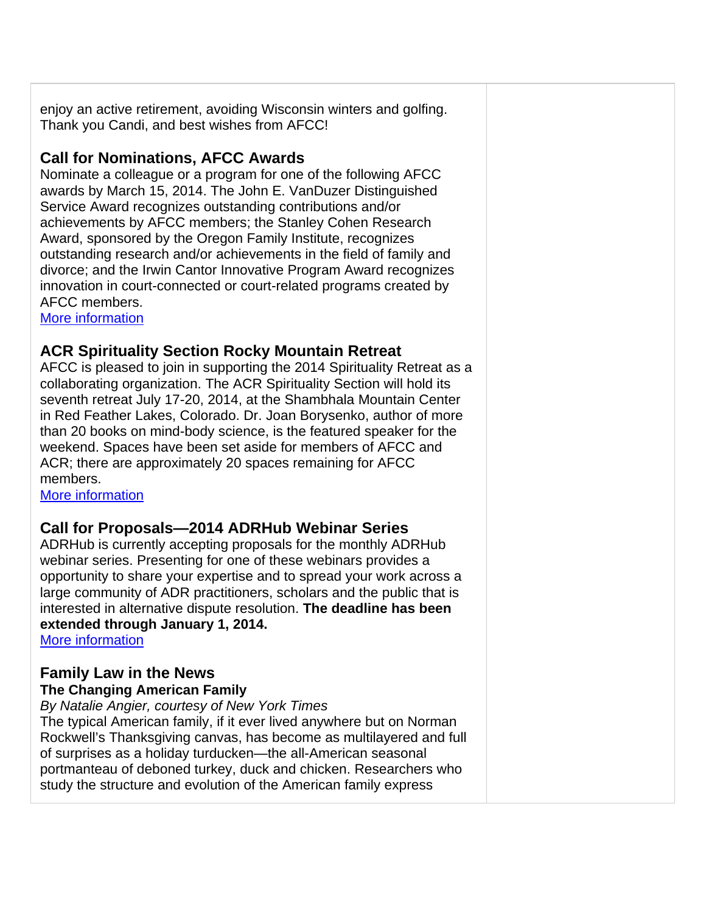enjoy an active retirement, avoiding Wisconsin winters and golfing. Thank you Candi, and best wishes from AFCC!

### Call for Nominations, AFCC Awards

Nominate a colleague or a program for one of the following AFCC awards by March 15, 2014. The John E. VanDuzer Distinguished Service Award recognizes outstanding contributions and/or achievements by AFCC members; the Stanley Cohen Research Award, sponsored by the Oregon Family Institute, recognizes outstanding research and/or achievements in the field of family and divorce; and the Irwin Cantor Innovative Program Award recognizes innovation in court-connected or court-related programs created by AFCC members.
More information

### ACR Spirituality Section Rocky Mountain Retreat

AFCC is pleased to join in supporting the 2014 Spirituality Retreat as a collaborating organization. The ACR Spirituality Section will hold its seventh retreat July 17-20, 2014, at the Shambhala Mountain Center in Red Feather Lakes, Colorado. Dr. Joan Borysenko, author of more than 20 books on mind-body science, is the featured speaker for the weekend. Spaces have been set aside for members of AFCC and ACR; there are approximately 20 spaces remaining for AFCC members.
More information

### Call for Proposals—2014 ADRHub Webinar Series

ADRHub is currently accepting proposals for the monthly ADRHub webinar series. Presenting for one of these webinars provides a opportunity to share your expertise and to spread your work across a large community of ADR practitioners, scholars and the public that is interested in alternative dispute resolution. **The deadline has been extended through January 1, 2014.**
More information

### Family Law in the News

**The Changing American Family**

*By Natalie Angier, courtesy of New York Times*

The typical American family, if it ever lived anywhere but on Norman Rockwell's Thanksgiving canvas, has become as multilayered and full of surprises as a holiday turducken—the all-American seasonal portmanteau of deboned turkey, duck and chicken. Researchers who study the structure and evolution of the American family express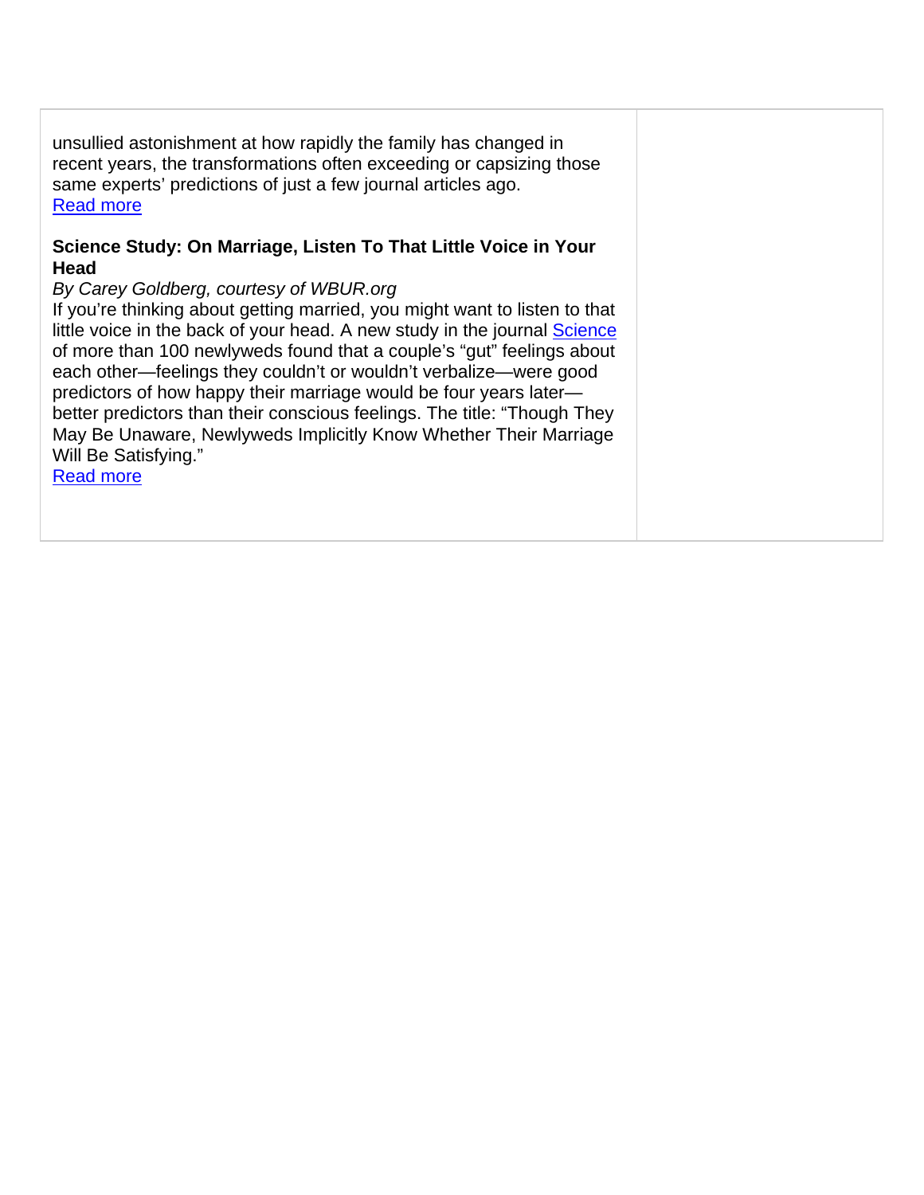unsullied astonishment at how rapidly the family has changed in recent years, the transformations often exceeding or capsizing those same experts' predictions of just a few journal articles ago.
Read more

**Science Study: On Marriage, Listen To That Little Voice in Your Head**

*By Carey Goldberg, courtesy of WBUR.org*

If you're thinking about getting married, you might want to listen to that little voice in the back of your head. A new study in the journal Science of more than 100 newlyweds found that a couple's "gut" feelings about each other—feelings they couldn't or wouldn't verbalize—were good predictors of how happy their marriage would be four years later—better predictors than their conscious feelings. The title: "Though They May Be Unaware, Newlyweds Implicitly Know Whether Their Marriage Will Be Satisfying."
Read more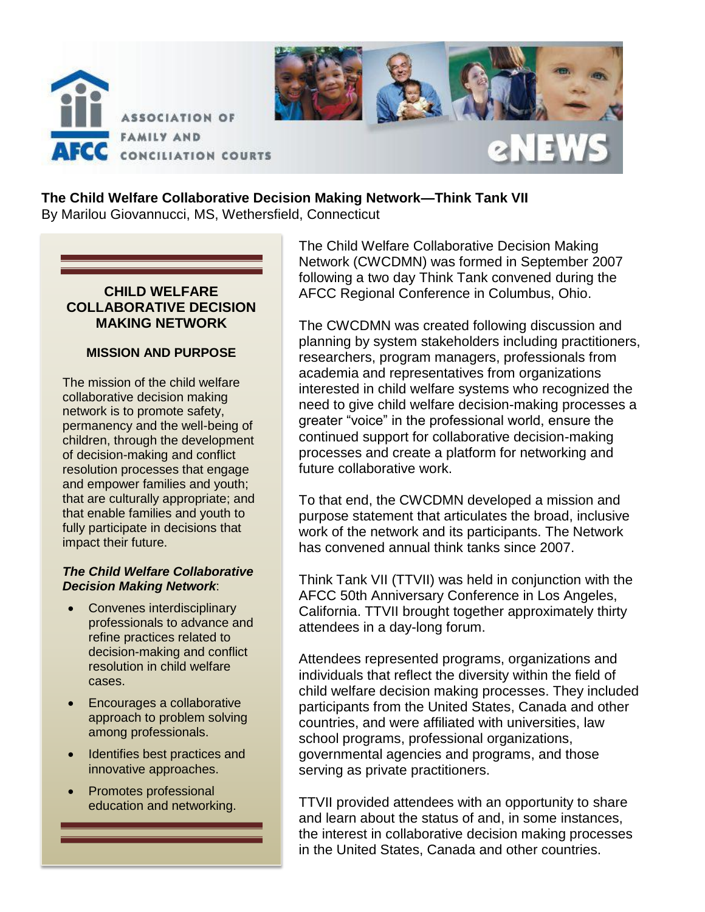## The Child Welfare Collaborative Decision Making Network—Think Tank VII

By Marilou Giovannucci, MS, Wethersfield, Connecticut

The Child Welfare Collaborative Decision Making Network (CWCDMN) was formed in September 2007 following a two day Think Tank convened during the AFCC Regional Conference in Columbus, Ohio.

The CWCDMN was created following discussion and planning by system stakeholders including practitioners, researchers, program managers, professionals from academia and representatives from organizations interested in child welfare systems who recognized the need to give child welfare decision-making processes a greater "voice" in the professional world, ensure the continued support for collaborative decision-making processes and create a platform for networking and future collaborative work.

To that end, the CWCDMN developed a mission and purpose statement that articulates the broad, inclusive work of the network and its participants. The Network has convened annual think tanks since 2007.

Think Tank VII (TTVII) was held in conjunction with the AFCC 50th Anniversary Conference in Los Angeles, California. TTVII brought together approximately thirty attendees in a day-long forum.

Attendees represented programs, organizations and individuals that reflect the diversity within the field of child welfare decision making processes. They included participants from the United States, Canada and other countries, and were affiliated with universities, law school programs, professional organizations, governmental agencies and programs, and those serving as private practitioners.

TTVII provided attendees with an opportunity to share and learn about the status of and, in some instances, the interest in collaborative decision making processes in the United States, Canada and other countries.

### CHILD WELFARE COLLABORATIVE DECISION MAKING NETWORK

#### MISSION AND PURPOSE

The mission of the child welfare collaborative decision making network is to promote safety, permanency and the well-being of children, through the development of decision-making and conflict resolution processes that engage and empower families and youth; that are culturally appropriate; and that enable families and youth to fully participate in decisions that impact their future.

***The Child Welfare Collaborative Decision Making Network***:

- Convenes interdisciplinary professionals to advance and refine practices related to decision-making and conflict resolution in child welfare cases.
- Encourages a collaborative approach to problem solving among professionals.
- Identifies best practices and innovative approaches.
- Promotes professional education and networking.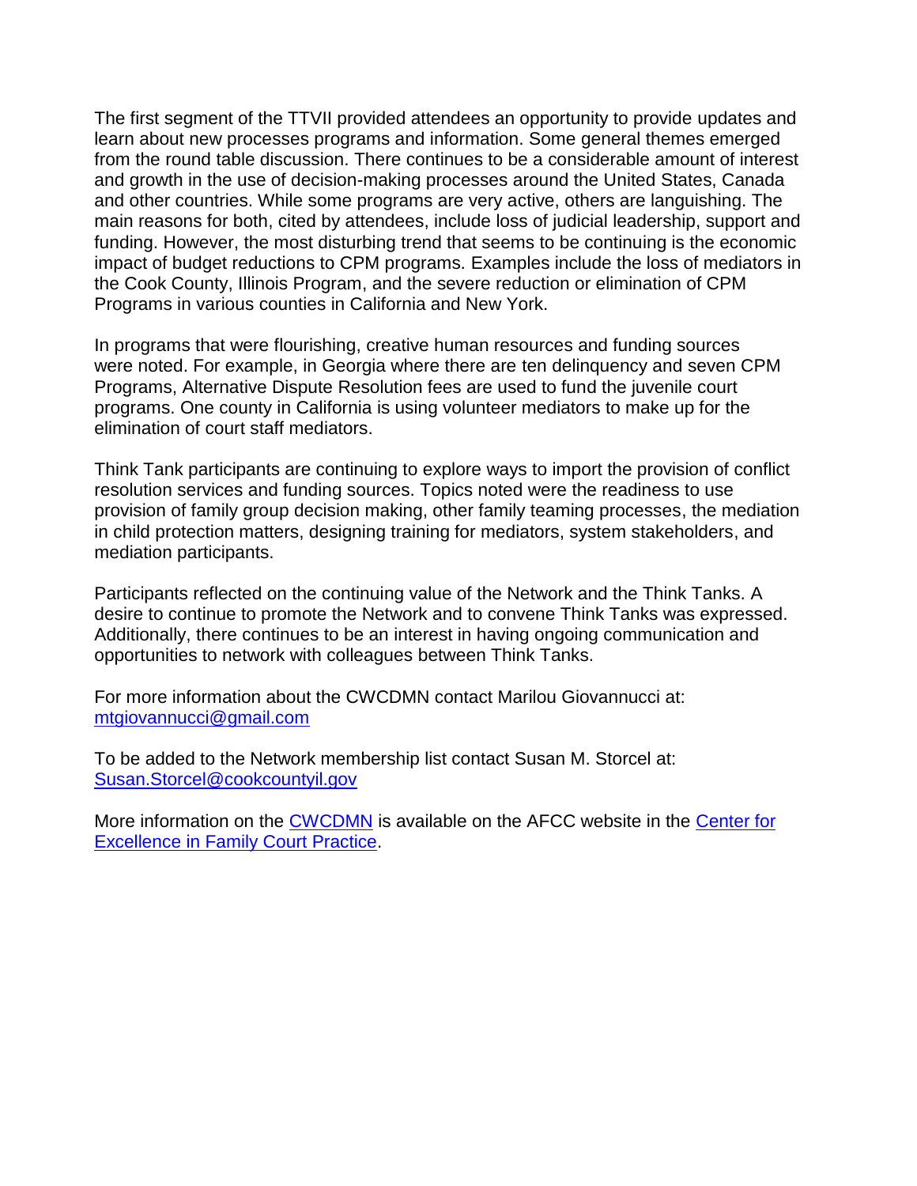The first segment of the TTVII provided attendees an opportunity to provide updates and learn about new processes programs and information. Some general themes emerged from the round table discussion. There continues to be a considerable amount of interest and growth in the use of decision-making processes around the United States, Canada and other countries. While some programs are very active, others are languishing. The main reasons for both, cited by attendees, include loss of judicial leadership, support and funding. However, the most disturbing trend that seems to be continuing is the economic impact of budget reductions to CPM programs. Examples include the loss of mediators in the Cook County, Illinois Program, and the severe reduction or elimination of CPM Programs in various counties in California and New York.

In programs that were flourishing, creative human resources and funding sources were noted. For example, in Georgia where there are ten delinquency and seven CPM Programs, Alternative Dispute Resolution fees are used to fund the juvenile court programs. One county in California is using volunteer mediators to make up for the elimination of court staff mediators.

Think Tank participants are continuing to explore ways to import the provision of conflict resolution services and funding sources. Topics noted were the readiness to use provision of family group decision making, other family teaming processes, the mediation in child protection matters, designing training for mediators, system stakeholders, and mediation participants.

Participants reflected on the continuing value of the Network and the Think Tanks. A desire to continue to promote the Network and to convene Think Tanks was expressed. Additionally, there continues to be an interest in having ongoing communication and opportunities to network with colleagues between Think Tanks.

For more information about the CWCDMN contact Marilou Giovannucci at: [mtgiovannucci@gmail.com](mailto:mtgiovannucci@gmail.com)

To be added to the Network membership list contact Susan M. Storcel at: [Susan.Storcel@cookcountyil.gov](mailto:Susan.Storcel@cookcountyil.gov)

More information on the CWCDMN is available on the AFCC website in the Center for Excellence in Family Court Practice.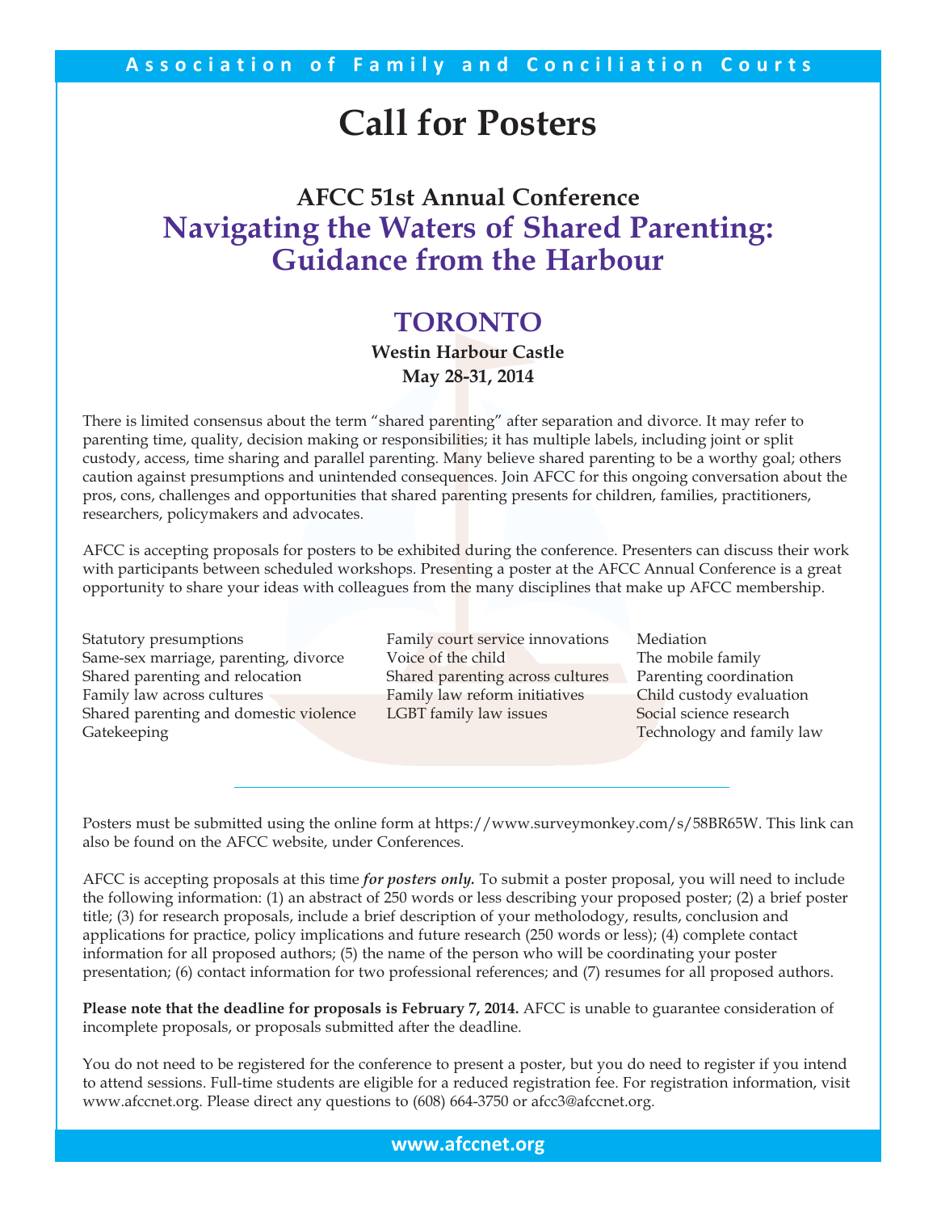Association of Family and Conciliation Courts

# Call for Posters

### AFCC 51st Annual Conference

## Navigating the Waters of Shared Parenting: Guidance from the Harbour

## TORONTO

**Westin Harbour Castle**

**May 28-31, 2014**

There is limited consensus about the term "shared parenting" after separation and divorce. It may refer to parenting time, quality, decision making or responsibilities; it has multiple labels, including joint or split custody, access, time sharing and parallel parenting. Many believe shared parenting to be a worthy goal; others caution against presumptions and unintended consequences. Join AFCC for this ongoing conversation about the pros, cons, challenges and opportunities that shared parenting presents for children, families, practitioners, researchers, policymakers and advocates.

AFCC is accepting proposals for posters to be exhibited during the conference. Presenters can discuss their work with participants between scheduled workshops. Presenting a poster at the AFCC Annual Conference is a great opportunity to share your ideas with colleagues from the many disciplines that make up AFCC membership.

- Statutory presumptions
- Same-sex marriage, parenting, divorce
- Shared parenting and relocation
- Family law across cultures
- Shared parenting and domestic violence
- Gatekeeping
- Family court service innovations
- Voice of the child
- Shared parenting across cultures
- Family law reform initiatives
- LGBT family law issues
- Mediation
- The mobile family
- Parenting coordination
- Child custody evaluation
- Social science research
- Technology and family law

---

Posters must be submitted using the online form at https://www.surveymonkey.com/s/58BR65W. This link can also be found on the AFCC website, under Conferences.

AFCC is accepting proposals at this time ***for posters only.*** To submit a poster proposal, you will need to include the following information: (1) an abstract of 250 words or less describing your proposed poster; (2) a brief poster title; (3) for research proposals, include a brief description of your methodology, results, conclusion and applications for practice, policy implications and future research (250 words or less); (4) complete contact information for all proposed authors; (5) the name of the person who will be coordinating your poster presentation; (6) contact information for two professional references; and (7) resumes for all proposed authors.

**Please note that the deadline for proposals is February 7, 2014.** AFCC is unable to guarantee consideration of incomplete proposals, or proposals submitted after the deadline.

You do not need to be registered for the conference to present a poster, but you do need to register if you intend to attend sessions. Full-time students are eligible for a reduced registration fee. For registration information, visit www.afccnet.org. Please direct any questions to (608) 664-3750 or afcc3@afccnet.org.

www.afccnet.org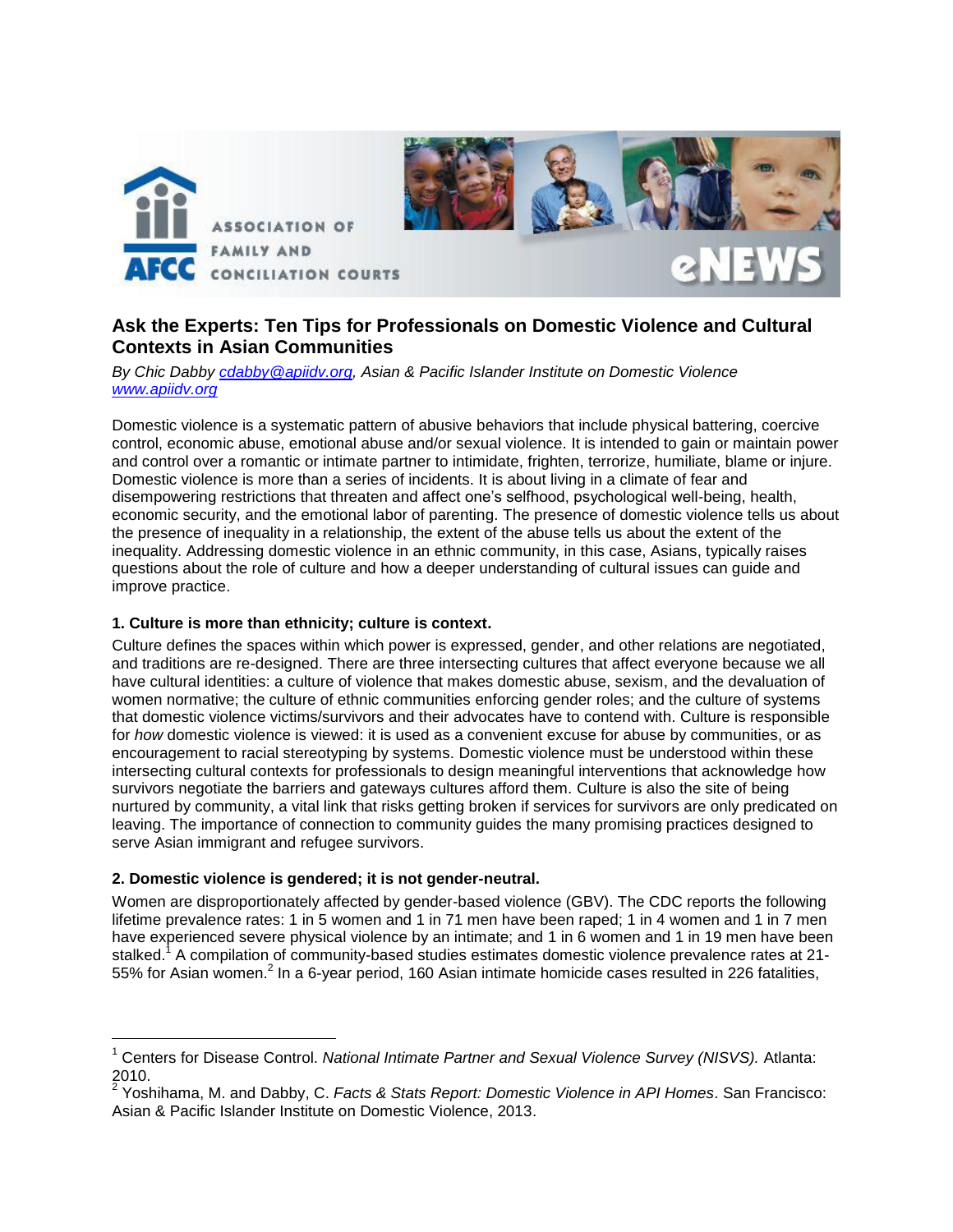## Ask the Experts: Ten Tips for Professionals on Domestic Violence and Cultural Contexts in Asian Communities

*By Chic Dabby cdabby@apiidv.org, Asian & Pacific Islander Institute on Domestic Violence www.apiidv.org*

Domestic violence is a systematic pattern of abusive behaviors that include physical battering, coercive control, economic abuse, emotional abuse and/or sexual violence. It is intended to gain or maintain power and control over a romantic or intimate partner to intimidate, frighten, terrorize, humiliate, blame or injure. Domestic violence is more than a series of incidents. It is about living in a climate of fear and disempowering restrictions that threaten and affect one's selfhood, psychological well-being, health, economic security, and the emotional labor of parenting. The presence of domestic violence tells us about the presence of inequality in a relationship, the extent of the abuse tells us about the extent of the inequality. Addressing domestic violence in an ethnic community, in this case, Asians, typically raises questions about the role of culture and how a deeper understanding of cultural issues can guide and improve practice.

**1. Culture is more than ethnicity; culture is context.**

Culture defines the spaces within which power is expressed, gender, and other relations are negotiated, and traditions are re-designed. There are three intersecting cultures that affect everyone because we all have cultural identities: a culture of violence that makes domestic abuse, sexism, and the devaluation of women normative; the culture of ethnic communities enforcing gender roles; and the culture of systems that domestic violence victims/survivors and their advocates have to contend with. Culture is responsible for *how* domestic violence is viewed: it is used as a convenient excuse for abuse by communities, or as encouragement to racial stereotyping by systems. Domestic violence must be understood within these intersecting cultural contexts for professionals to design meaningful interventions that acknowledge how survivors negotiate the barriers and gateways cultures afford them. Culture is also the site of being nurtured by community, a vital link that risks getting broken if services for survivors are only predicated on leaving. The importance of connection to community guides the many promising practices designed to serve Asian immigrant and refugee survivors.

**2. Domestic violence is gendered; it is not gender-neutral.**

Women are disproportionately affected by gender-based violence (GBV). The CDC reports the following lifetime prevalence rates: 1 in 5 women and 1 in 71 men have been raped; 1 in 4 women and 1 in 7 men have experienced severe physical violence by an intimate; and 1 in 6 women and 1 in 19 men have been stalked.[1] A compilation of community-based studies estimates domestic violence prevalence rates at 21-55% for Asian women.[2] In a 6-year period, 160 Asian intimate homicide cases resulted in 226 fatalities,

---

[1] Centers for Disease Control. *National Intimate Partner and Sexual Violence Survey (NISVS).* Atlanta: 2010.

[2] Yoshihama, M. and Dabby, C. *Facts & Stats Report: Domestic Violence in API Homes*. San Francisco: Asian & Pacific Islander Institute on Domestic Violence, 2013.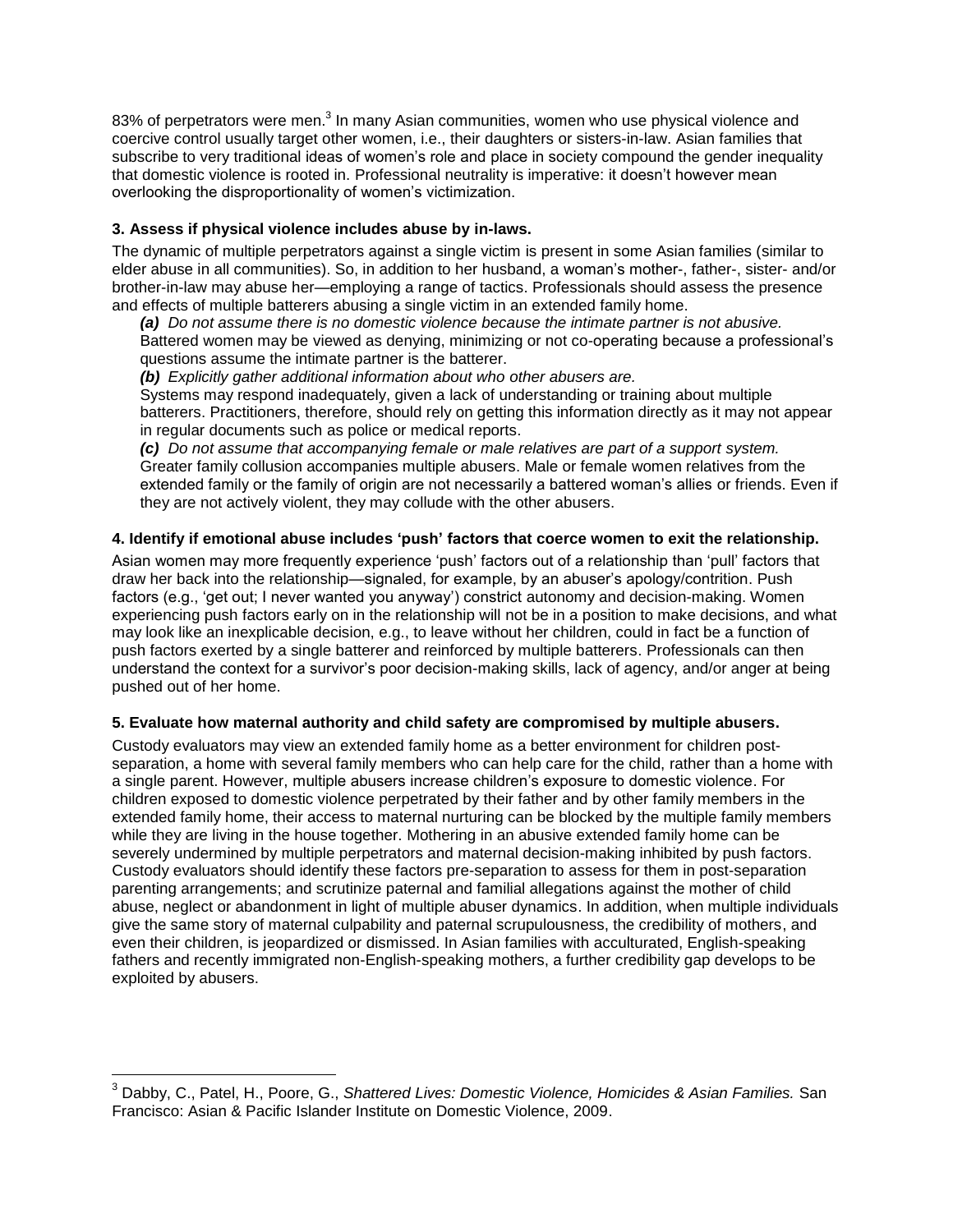83% of perpetrators were men.[3] In many Asian communities, women who use physical violence and coercive control usually target other women, i.e., their daughters or sisters-in-law. Asian families that subscribe to very traditional ideas of women's role and place in society compound the gender inequality that domestic violence is rooted in. Professional neutrality is imperative: it doesn't however mean overlooking the disproportionality of women's victimization.

**3. Assess if physical violence includes abuse by in-laws.**

The dynamic of multiple perpetrators against a single victim is present in some Asian families (similar to elder abuse in all communities). So, in addition to her husband, a woman's mother-, father-, sister- and/or brother-in-law may abuse her—employing a range of tactics. Professionals should assess the presence and effects of multiple batterers abusing a single victim in an extended family home.

***(a)*** *Do not assume there is no domestic violence because the intimate partner is not abusive.* Battered women may be viewed as denying, minimizing or not co-operating because a professional's questions assume the intimate partner is the batterer.

***(b)*** *Explicitly gather additional information about who other abusers are.* Systems may respond inadequately, given a lack of understanding or training about multiple batterers. Practitioners, therefore, should rely on getting this information directly as it may not appear in regular documents such as police or medical reports.

***(c)*** *Do not assume that accompanying female or male relatives are part of a support system.* Greater family collusion accompanies multiple abusers. Male or female women relatives from the extended family or the family of origin are not necessarily a battered woman's allies or friends. Even if they are not actively violent, they may collude with the other abusers.

**4. Identify if emotional abuse includes 'push' factors that coerce women to exit the relationship.**

Asian women may more frequently experience 'push' factors out of a relationship than 'pull' factors that draw her back into the relationship—signaled, for example, by an abuser's apology/contrition. Push factors (e.g., 'get out; I never wanted you anyway') constrict autonomy and decision-making. Women experiencing push factors early on in the relationship will not be in a position to make decisions, and what may look like an inexplicable decision, e.g., to leave without her children, could in fact be a function of push factors exerted by a single batterer and reinforced by multiple batterers. Professionals can then understand the context for a survivor's poor decision-making skills, lack of agency, and/or anger at being pushed out of her home.

**5. Evaluate how maternal authority and child safety are compromised by multiple abusers.**

Custody evaluators may view an extended family home as a better environment for children post-separation, a home with several family members who can help care for the child, rather than a home with a single parent. However, multiple abusers increase children's exposure to domestic violence. For children exposed to domestic violence perpetrated by their father and by other family members in the extended family home, their access to maternal nurturing can be blocked by the multiple family members while they are living in the house together. Mothering in an abusive extended family home can be severely undermined by multiple perpetrators and maternal decision-making inhibited by push factors. Custody evaluators should identify these factors pre-separation to assess for them in post-separation parenting arrangements; and scrutinize paternal and familial allegations against the mother of child abuse, neglect or abandonment in light of multiple abuser dynamics. In addition, when multiple individuals give the same story of maternal culpability and paternal scrupulousness, the credibility of mothers, and even their children, is jeopardized or dismissed. In Asian families with acculturated, English-speaking fathers and recently immigrated non-English-speaking mothers, a further credibility gap develops to be exploited by abusers.

---

[3] Dabby, C., Patel, H., Poore, G., *Shattered Lives: Domestic Violence, Homicides & Asian Families.* San Francisco: Asian & Pacific Islander Institute on Domestic Violence, 2009.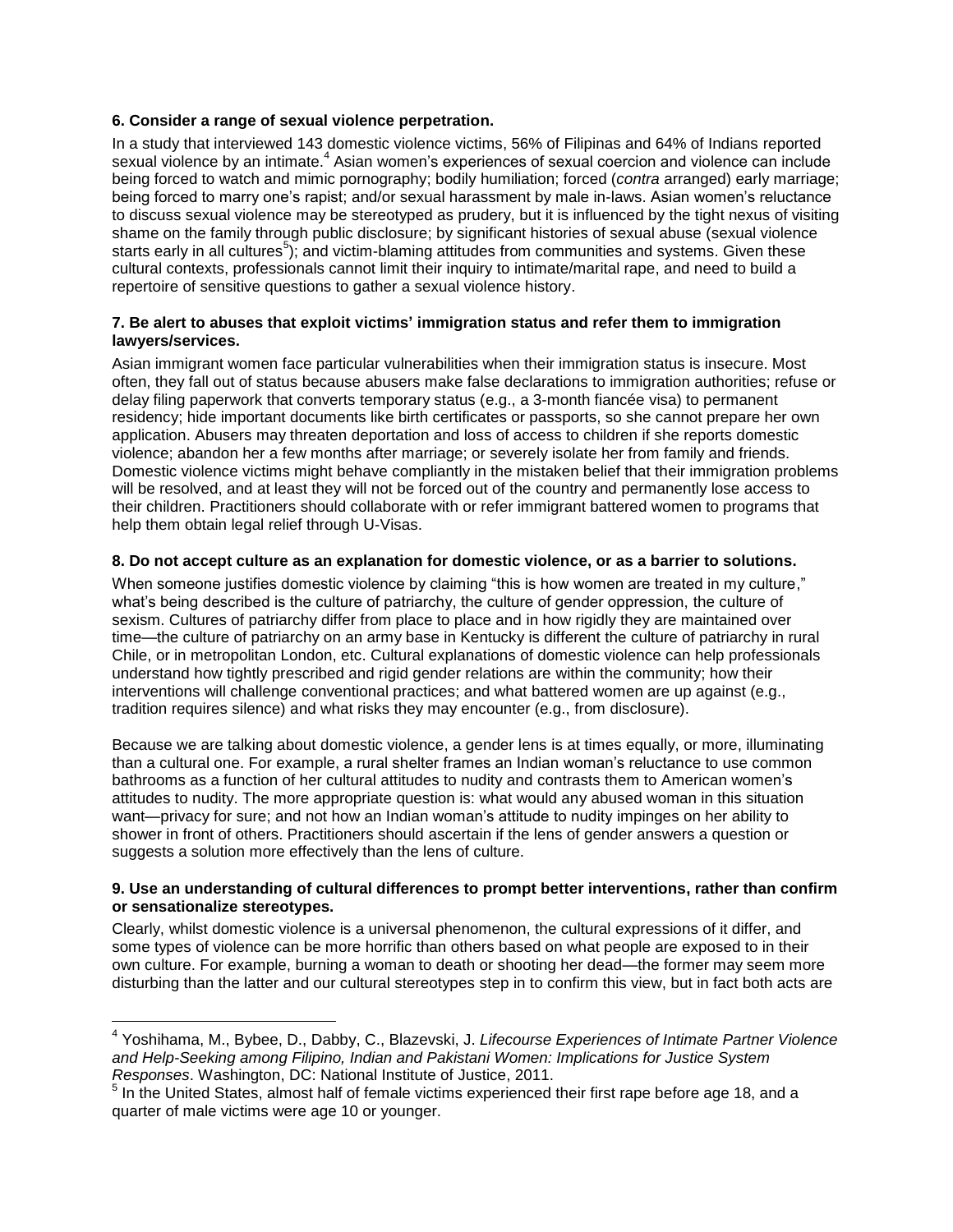**6. Consider a range of sexual violence perpetration.**

In a study that interviewed 143 domestic violence victims, 56% of Filipinas and 64% of Indians reported sexual violence by an intimate.[4] Asian women's experiences of sexual coercion and violence can include being forced to watch and mimic pornography; bodily humiliation; forced (*contra* arranged) early marriage; being forced to marry one's rapist; and/or sexual harassment by male in-laws. Asian women's reluctance to discuss sexual violence may be stereotyped as prudery, but it is influenced by the tight nexus of visiting shame on the family through public disclosure; by significant histories of sexual abuse (sexual violence starts early in all cultures[5]); and victim-blaming attitudes from communities and systems. Given these cultural contexts, professionals cannot limit their inquiry to intimate/marital rape, and need to build a repertoire of sensitive questions to gather a sexual violence history.

**7. Be alert to abuses that exploit victims' immigration status and refer them to immigration lawyers/services.**

Asian immigrant women face particular vulnerabilities when their immigration status is insecure. Most often, they fall out of status because abusers make false declarations to immigration authorities; refuse or delay filing paperwork that converts temporary status (e.g., a 3-month fiancée visa) to permanent residency; hide important documents like birth certificates or passports, so she cannot prepare her own application. Abusers may threaten deportation and loss of access to children if she reports domestic violence; abandon her a few months after marriage; or severely isolate her from family and friends. Domestic violence victims might behave compliantly in the mistaken belief that their immigration problems will be resolved, and at least they will not be forced out of the country and permanently lose access to their children. Practitioners should collaborate with or refer immigrant battered women to programs that help them obtain legal relief through U-Visas.

**8. Do not accept culture as an explanation for domestic violence, or as a barrier to solutions.**

When someone justifies domestic violence by claiming "this is how women are treated in my culture," what's being described is the culture of patriarchy, the culture of gender oppression, the culture of sexism. Cultures of patriarchy differ from place to place and in how rigidly they are maintained over time—the culture of patriarchy on an army base in Kentucky is different the culture of patriarchy in rural Chile, or in metropolitan London, etc. Cultural explanations of domestic violence can help professionals understand how tightly prescribed and rigid gender relations are within the community; how their interventions will challenge conventional practices; and what battered women are up against (e.g., tradition requires silence) and what risks they may encounter (e.g., from disclosure).

Because we are talking about domestic violence, a gender lens is at times equally, or more, illuminating than a cultural one. For example, a rural shelter frames an Indian woman's reluctance to use common bathrooms as a function of her cultural attitudes to nudity and contrasts them to American women's attitudes to nudity. The more appropriate question is: what would any abused woman in this situation want—privacy for sure; and not how an Indian woman's attitude to nudity impinges on her ability to shower in front of others. Practitioners should ascertain if the lens of gender answers a question or suggests a solution more effectively than the lens of culture.

**9. Use an understanding of cultural differences to prompt better interventions, rather than confirm or sensationalize stereotypes.**

Clearly, whilst domestic violence is a universal phenomenon, the cultural expressions of it differ, and some types of violence can be more horrific than others based on what people are exposed to in their own culture. For example, burning a woman to death or shooting her dead—the former may seem more disturbing than the latter and our cultural stereotypes step in to confirm this view, but in fact both acts are

---

[4] Yoshihama, M., Bybee, D., Dabby, C., Blazevski, J. *Lifecourse Experiences of Intimate Partner Violence and Help-Seeking among Filipino, Indian and Pakistani Women: Implications for Justice System Responses*. Washington, DC: National Institute of Justice, 2011.

[5] In the United States, almost half of female victims experienced their first rape before age 18, and a quarter of male victims were age 10 or younger.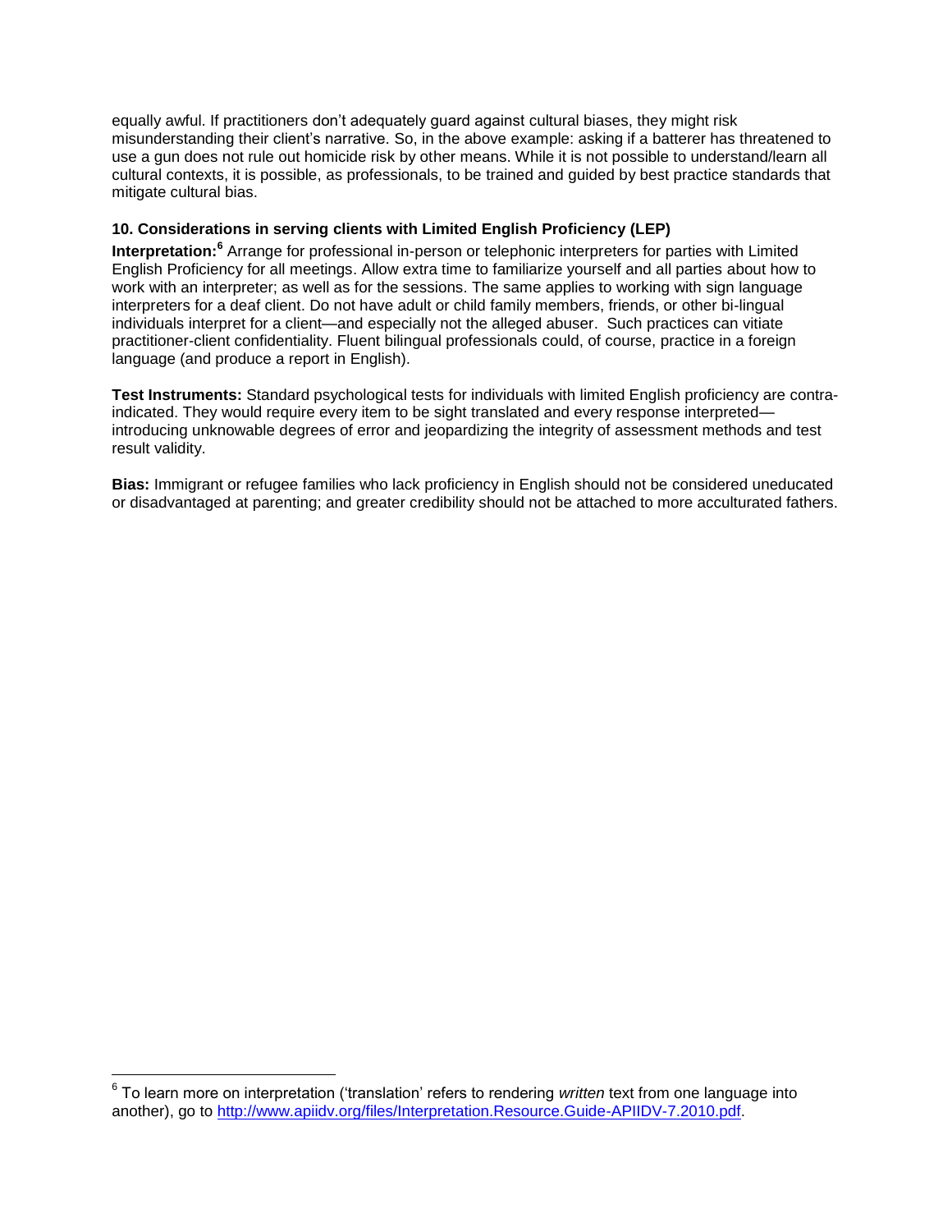equally awful. If practitioners don't adequately guard against cultural biases, they might risk misunderstanding their client's narrative. So, in the above example: asking if a batterer has threatened to use a gun does not rule out homicide risk by other means. While it is not possible to understand/learn all cultural contexts, it is possible, as professionals, to be trained and guided by best practice standards that mitigate cultural bias.

### 10. Considerations in serving clients with Limited English Proficiency (LEP)

**Interpretation:**[6] Arrange for professional in-person or telephonic interpreters for parties with Limited English Proficiency for all meetings. Allow extra time to familiarize yourself and all parties about how to work with an interpreter; as well as for the sessions. The same applies to working with sign language interpreters for a deaf client. Do not have adult or child family members, friends, or other bi-lingual individuals interpret for a client—and especially not the alleged abuser. Such practices can vitiate practitioner-client confidentiality. Fluent bilingual professionals could, of course, practice in a foreign language (and produce a report in English).

**Test Instruments:** Standard psychological tests for individuals with limited English proficiency are contra-indicated. They would require every item to be sight translated and every response interpreted—introducing unknowable degrees of error and jeopardizing the integrity of assessment methods and test result validity.

**Bias:** Immigrant or refugee families who lack proficiency in English should not be considered uneducated or disadvantaged at parenting; and greater credibility should not be attached to more acculturated fathers.

---

[6] To learn more on interpretation ('translation' refers to rendering *written* text from one language into another), go to http://www.apiidv.org/files/Interpretation.Resource.Guide-APIIDV-7.2010.pdf.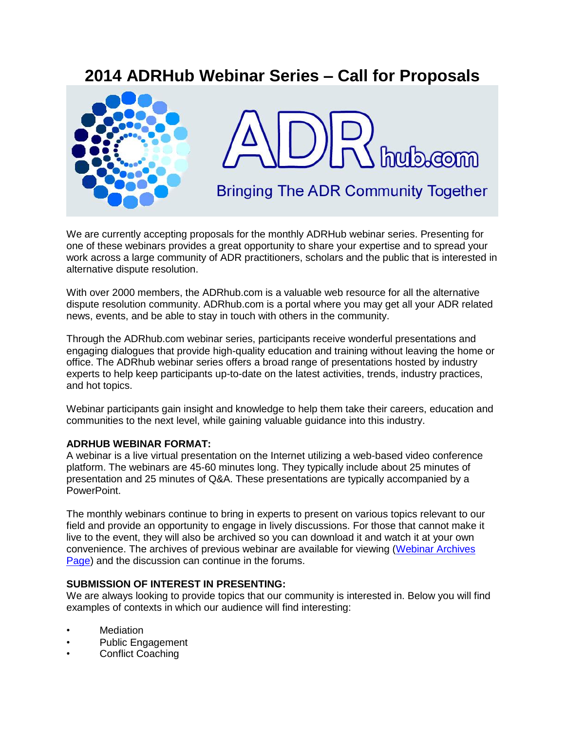# 2014 ADRHub Webinar Series – Call for Proposals

We are currently accepting proposals for the monthly ADRHub webinar series. Presenting for one of these webinars provides a great opportunity to share your expertise and to spread your work across a large community of ADR practitioners, scholars and the public that is interested in alternative dispute resolution.

With over 2000 members, the ADRhub.com is a valuable web resource for all the alternative dispute resolution community. ADRhub.com is a portal where you may get all your ADR related news, events, and be able to stay in touch with others in the community.

Through the ADRhub.com webinar series, participants receive wonderful presentations and engaging dialogues that provide high-quality education and training without leaving the home or office. The ADRhub webinar series offers a broad range of presentations hosted by industry experts to help keep participants up-to-date on the latest activities, trends, industry practices, and hot topics.

Webinar participants gain insight and knowledge to help them take their careers, education and communities to the next level, while gaining valuable guidance into this industry.

**ADRHUB WEBINAR FORMAT:**
A webinar is a live virtual presentation on the Internet utilizing a web-based video conference platform. The webinars are 45-60 minutes long. They typically include about 25 minutes of presentation and 25 minutes of Q&A. These presentations are typically accompanied by a PowerPoint.

The monthly webinars continue to bring in experts to present on various topics relevant to our field and provide an opportunity to engage in lively discussions. For those that cannot make it live to the event, they will also be archived so you can download it and watch it at your own convenience. The archives of previous webinar are available for viewing (Webinar Archives Page) and the discussion can continue in the forums.

**SUBMISSION OF INTEREST IN PRESENTING:**
We are always looking to provide topics that our community is interested in. Below you will find examples of contexts in which our audience will find interesting:

- Mediation
- Public Engagement
- Conflict Coaching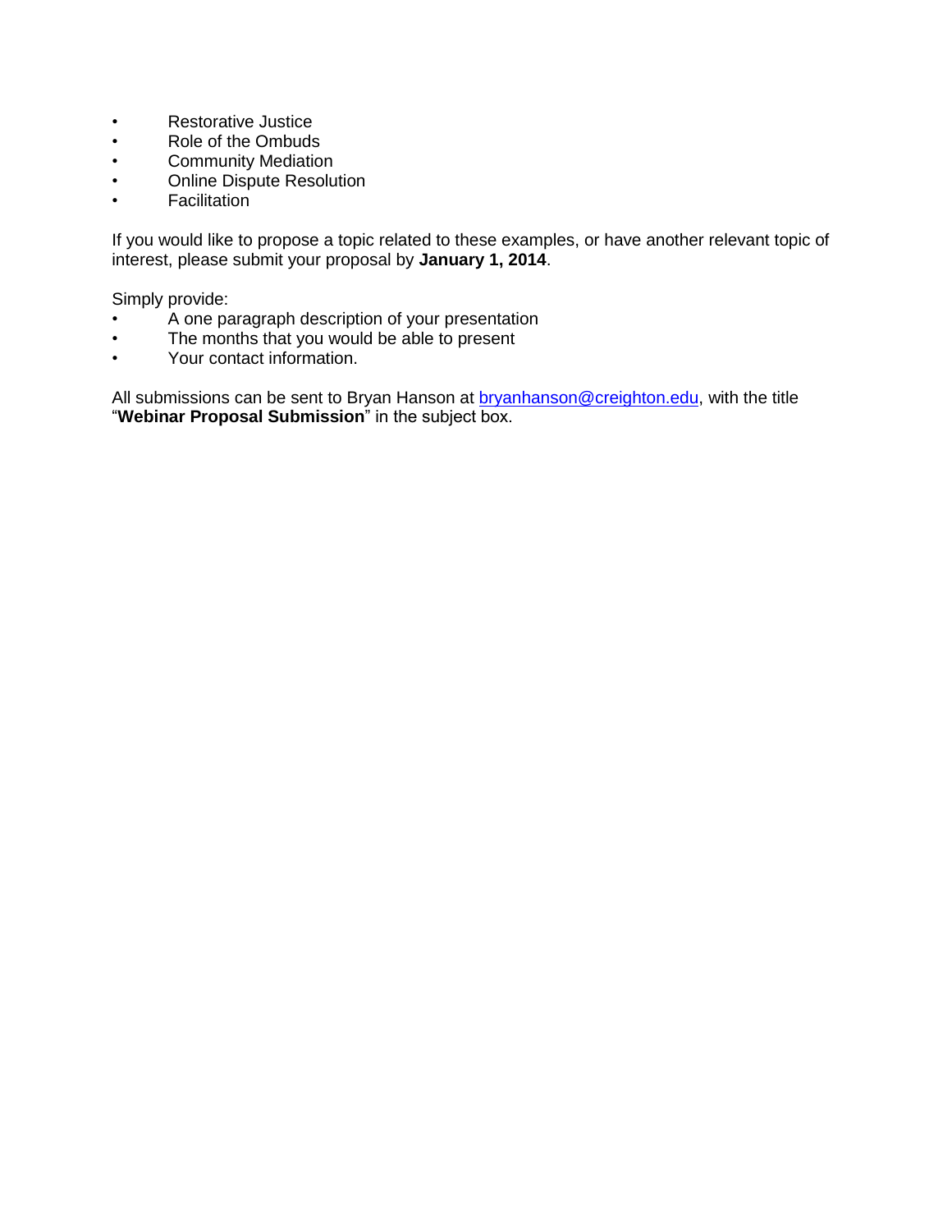- Restorative Justice
- Role of the Ombuds
- Community Mediation
- Online Dispute Resolution
- Facilitation

If you would like to propose a topic related to these examples, or have another relevant topic of interest, please submit your proposal by **January 1, 2014**.

Simply provide:

- A one paragraph description of your presentation
- The months that you would be able to present
- Your contact information.

All submissions can be sent to Bryan Hanson at bryanhanson@creighton.edu, with the title "**Webinar Proposal Submission**" in the subject box.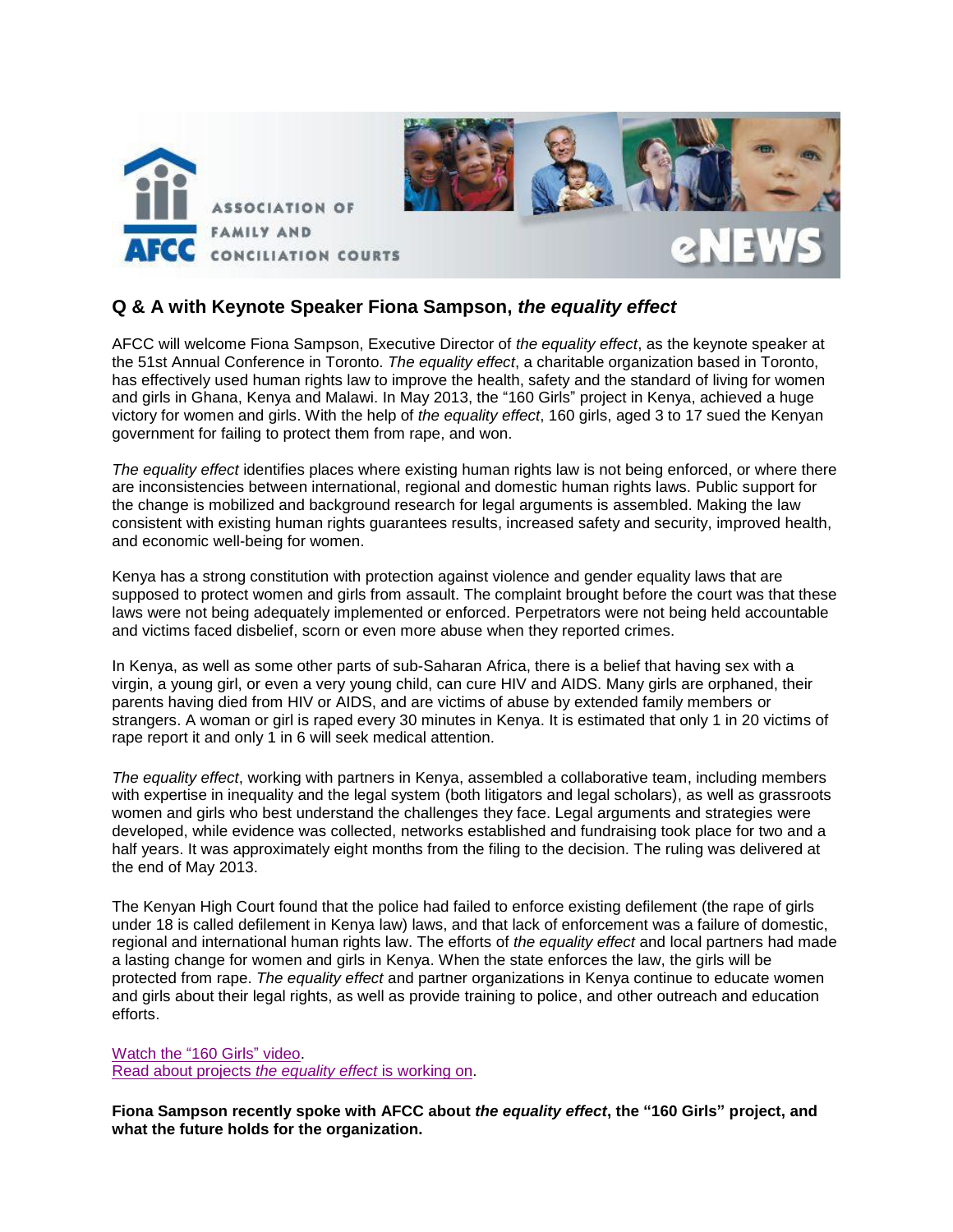## Q & A with Keynote Speaker Fiona Sampson, *the equality effect*

AFCC will welcome Fiona Sampson, Executive Director of *the equality effect*, as the keynote speaker at the 51st Annual Conference in Toronto. *The equality effect*, a charitable organization based in Toronto, has effectively used human rights law to improve the health, safety and the standard of living for women and girls in Ghana, Kenya and Malawi. In May 2013, the "160 Girls" project in Kenya, achieved a huge victory for women and girls. With the help of *the equality effect*, 160 girls, aged 3 to 17 sued the Kenyan government for failing to protect them from rape, and won.

*The equality effect* identifies places where existing human rights law is not being enforced, or where there are inconsistencies between international, regional and domestic human rights laws. Public support for the change is mobilized and background research for legal arguments is assembled. Making the law consistent with existing human rights guarantees results, increased safety and security, improved health, and economic well-being for women.

Kenya has a strong constitution with protection against violence and gender equality laws that are supposed to protect women and girls from assault. The complaint brought before the court was that these laws were not being adequately implemented or enforced. Perpetrators were not being held accountable and victims faced disbelief, scorn or even more abuse when they reported crimes.

In Kenya, as well as some other parts of sub-Saharan Africa, there is a belief that having sex with a virgin, a young girl, or even a very young child, can cure HIV and AIDS. Many girls are orphaned, their parents having died from HIV or AIDS, and are victims of abuse by extended family members or strangers. A woman or girl is raped every 30 minutes in Kenya. It is estimated that only 1 in 20 victims of rape report it and only 1 in 6 will seek medical attention.

*The equality effect*, working with partners in Kenya, assembled a collaborative team, including members with expertise in inequality and the legal system (both litigators and legal scholars), as well as grassroots women and girls who best understand the challenges they face. Legal arguments and strategies were developed, while evidence was collected, networks established and fundraising took place for two and a half years. It was approximately eight months from the filing to the decision. The ruling was delivered at the end of May 2013.

The Kenyan High Court found that the police had failed to enforce existing defilement (the rape of girls under 18 is called defilement in Kenya law) laws, and that lack of enforcement was a failure of domestic, regional and international human rights law. The efforts of *the equality effect* and local partners had made a lasting change for women and girls in Kenya. When the state enforces the law, the girls will be protected from rape. *The equality effect* and partner organizations in Kenya continue to educate women and girls about their legal rights, as well as provide training to police, and other outreach and education efforts.

Watch the "160 Girls" video.
Read about projects *the equality effect* is working on.

**Fiona Sampson recently spoke with AFCC about *the equality effect*, the "160 Girls" project, and what the future holds for the organization.**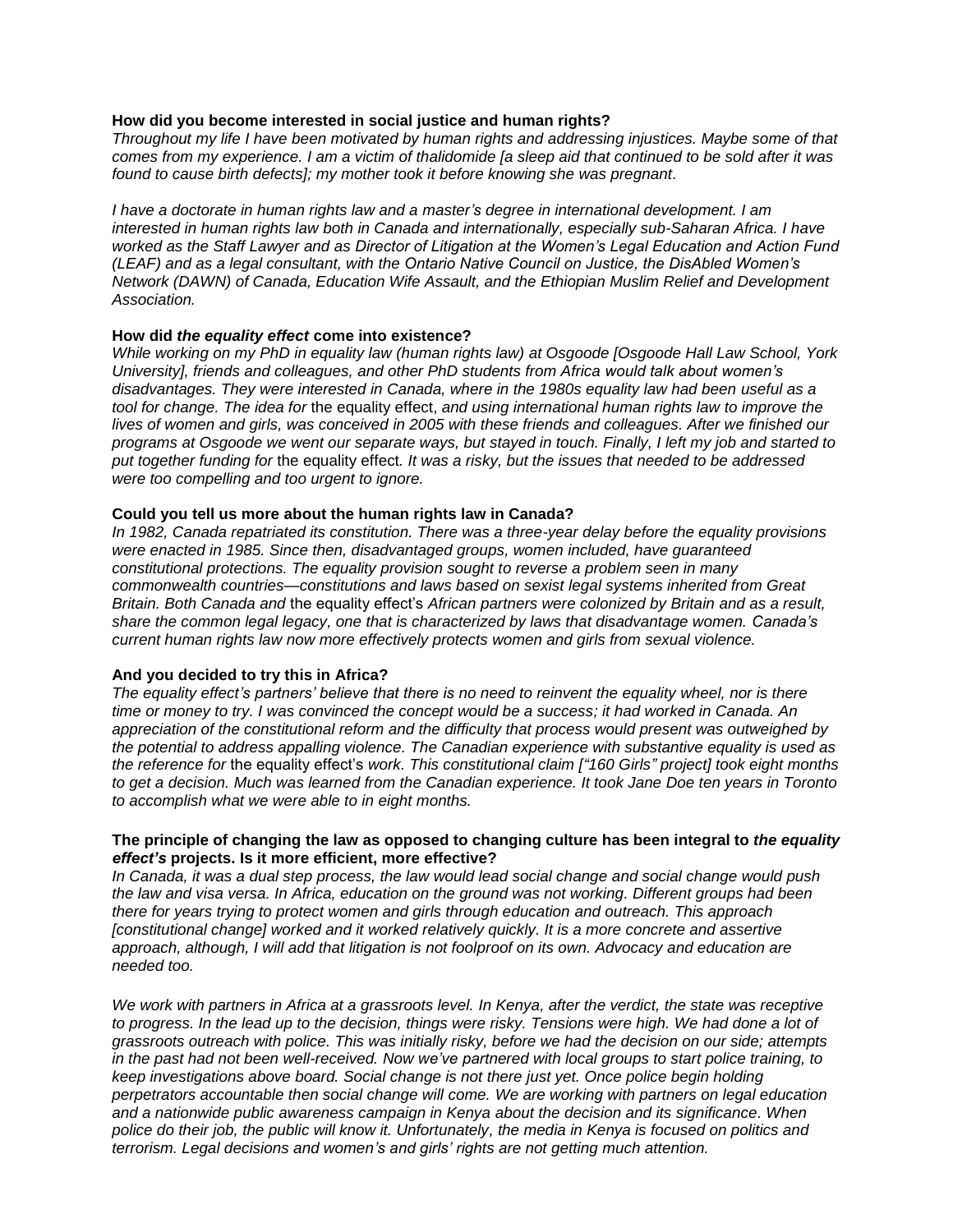**How did you become interested in social justice and human rights?**

*Throughout my life I have been motivated by human rights and addressing injustices. Maybe some of that comes from my experience. I am a victim of thalidomide [a sleep aid that continued to be sold after it was found to cause birth defects]; my mother took it before knowing she was pregnant.*

*I have a doctorate in human rights law and a master's degree in international development. I am interested in human rights law both in Canada and internationally, especially sub-Saharan Africa. I have worked as the Staff Lawyer and as Director of Litigation at the Women's Legal Education and Action Fund (LEAF) and as a legal consultant, with the Ontario Native Council on Justice, the DisAbled Women's Network (DAWN) of Canada, Education Wife Assault, and the Ethiopian Muslim Relief and Development Association.*

**How did *the equality effect* come into existence?**

*While working on my PhD in equality law (human rights law) at Osgoode [Osgoode Hall Law School, York University], friends and colleagues, and other PhD students from Africa would talk about women's disadvantages. They were interested in Canada, where in the 1980s equality law had been useful as a tool for change. The idea for* the equality effect, *and using international human rights law to improve the lives of women and girls, was conceived in 2005 with these friends and colleagues. After we finished our programs at Osgoode we went our separate ways, but stayed in touch. Finally, I left my job and started to put together funding for* the equality effect*. It was a risky, but the issues that needed to be addressed were too compelling and too urgent to ignore.*

**Could you tell us more about the human rights law in Canada?**

*In 1982, Canada repatriated its constitution. There was a three-year delay before the equality provisions were enacted in 1985. Since then, disadvantaged groups, women included, have guaranteed constitutional protections. The equality provision sought to reverse a problem seen in many commonwealth countries—constitutions and laws based on sexist legal systems inherited from Great Britain. Both Canada and* the equality effect's *African partners were colonized by Britain and as a result, share the common legal legacy, one that is characterized by laws that disadvantage women. Canada's current human rights law now more effectively protects women and girls from sexual violence.*

**And you decided to try this in Africa?**

*The equality effect's partners' believe that there is no need to reinvent the equality wheel, nor is there time or money to try. I was convinced the concept would be a success; it had worked in Canada. An appreciation of the constitutional reform and the difficulty that process would present was outweighed by the potential to address appalling violence. The Canadian experience with substantive equality is used as the reference for* the equality effect's *work. This constitutional claim ["160 Girls" project] took eight months to get a decision. Much was learned from the Canadian experience. It took Jane Doe ten years in Toronto to accomplish what we were able to in eight months.*

**The principle of changing the law as opposed to changing culture has been integral to *the equality effect's* projects. Is it more efficient, more effective?**

*In Canada, it was a dual step process, the law would lead social change and social change would push the law and visa versa. In Africa, education on the ground was not working. Different groups had been there for years trying to protect women and girls through education and outreach. This approach [constitutional change] worked and it worked relatively quickly. It is a more concrete and assertive approach, although, I will add that litigation is not foolproof on its own. Advocacy and education are needed too.*

*We work with partners in Africa at a grassroots level. In Kenya, after the verdict, the state was receptive to progress. In the lead up to the decision, things were risky. Tensions were high. We had done a lot of grassroots outreach with police. This was initially risky, before we had the decision on our side; attempts in the past had not been well-received. Now we've partnered with local groups to start police training, to keep investigations above board. Social change is not there just yet. Once police begin holding perpetrators accountable then social change will come. We are working with partners on legal education and a nationwide public awareness campaign in Kenya about the decision and its significance. When police do their job, the public will know it. Unfortunately, the media in Kenya is focused on politics and terrorism. Legal decisions and women's and girls' rights are not getting much attention.*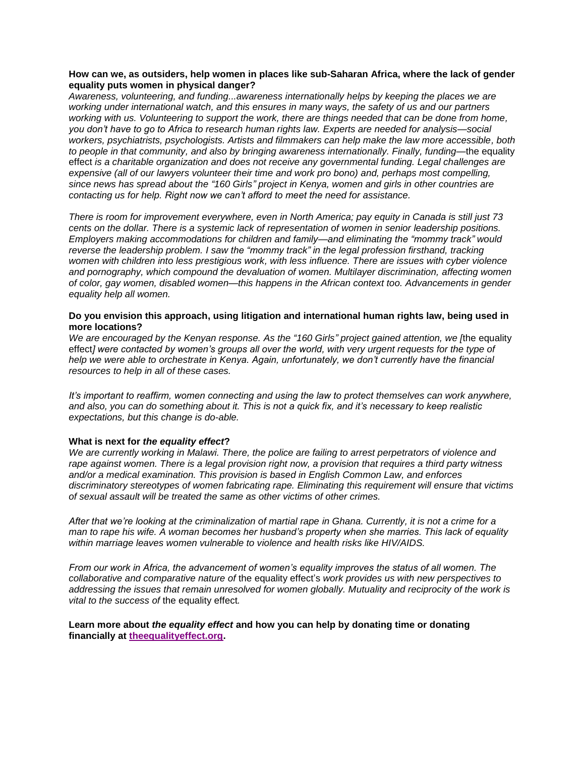**How can we, as outsiders, help women in places like sub-Saharan Africa, where the lack of gender equality puts women in physical danger?**

*Awareness, volunteering, and funding...awareness internationally helps by keeping the places we are working under international watch, and this ensures in many ways, the safety of us and our partners working with us. Volunteering to support the work, there are things needed that can be done from home, you don't have to go to Africa to research human rights law. Experts are needed for analysis—social workers, psychiatrists, psychologists. Artists and filmmakers can help make the law more accessible, both to people in that community, and also by bringing awareness internationally. Finally, funding*—the equality effect *is a charitable organization and does not receive any governmental funding. Legal challenges are expensive (all of our lawyers volunteer their time and work pro bono) and, perhaps most compelling, since news has spread about the "160 Girls" project in Kenya, women and girls in other countries are contacting us for help. Right now we can't afford to meet the need for assistance.*

*There is room for improvement everywhere, even in North America; pay equity in Canada is still just 73 cents on the dollar. There is a systemic lack of representation of women in senior leadership positions. Employers making accommodations for children and family—and eliminating the "mommy track" would reverse the leadership problem. I saw the "mommy track" in the legal profession firsthand, tracking women with children into less prestigious work, with less influence. There are issues with cyber violence and pornography, which compound the devaluation of women. Multilayer discrimination, affecting women of color, gay women, disabled women—this happens in the African context too. Advancements in gender equality help all women.*

**Do you envision this approach, using litigation and international human rights law, being used in more locations?**

*We are encouraged by the Kenyan response. As the "160 Girls" project gained attention, we [*the equality effect*] were contacted by women's groups all over the world, with very urgent requests for the type of help we were able to orchestrate in Kenya. Again, unfortunately, we don't currently have the financial resources to help in all of these cases.*

*It's important to reaffirm, women connecting and using the law to protect themselves can work anywhere, and also, you can do something about it. This is not a quick fix, and it's necessary to keep realistic expectations, but this change is do-able.*

**What is next for *the equality effect*?**

*We are currently working in Malawi. There, the police are failing to arrest perpetrators of violence and rape against women. There is a legal provision right now, a provision that requires a third party witness and/or a medical examination. This provision is based in English Common Law, and enforces discriminatory stereotypes of women fabricating rape. Eliminating this requirement will ensure that victims of sexual assault will be treated the same as other victims of other crimes.*

*After that we're looking at the criminalization of martial rape in Ghana. Currently, it is not a crime for a man to rape his wife. A woman becomes her husband's property when she marries. This lack of equality within marriage leaves women vulnerable to violence and health risks like HIV/AIDS.*

*From our work in Africa, the advancement of women's equality improves the status of all women. The collaborative and comparative nature of* the equality effect's *work provides us with new perspectives to addressing the issues that remain unresolved for women globally. Mutuality and reciprocity of the work is vital to the success of* the equality effect*.*

**Learn more about *the equality effect* and how you can help by donating time or donating financially at [theequalityeffect.org](theequalityeffect.org).**